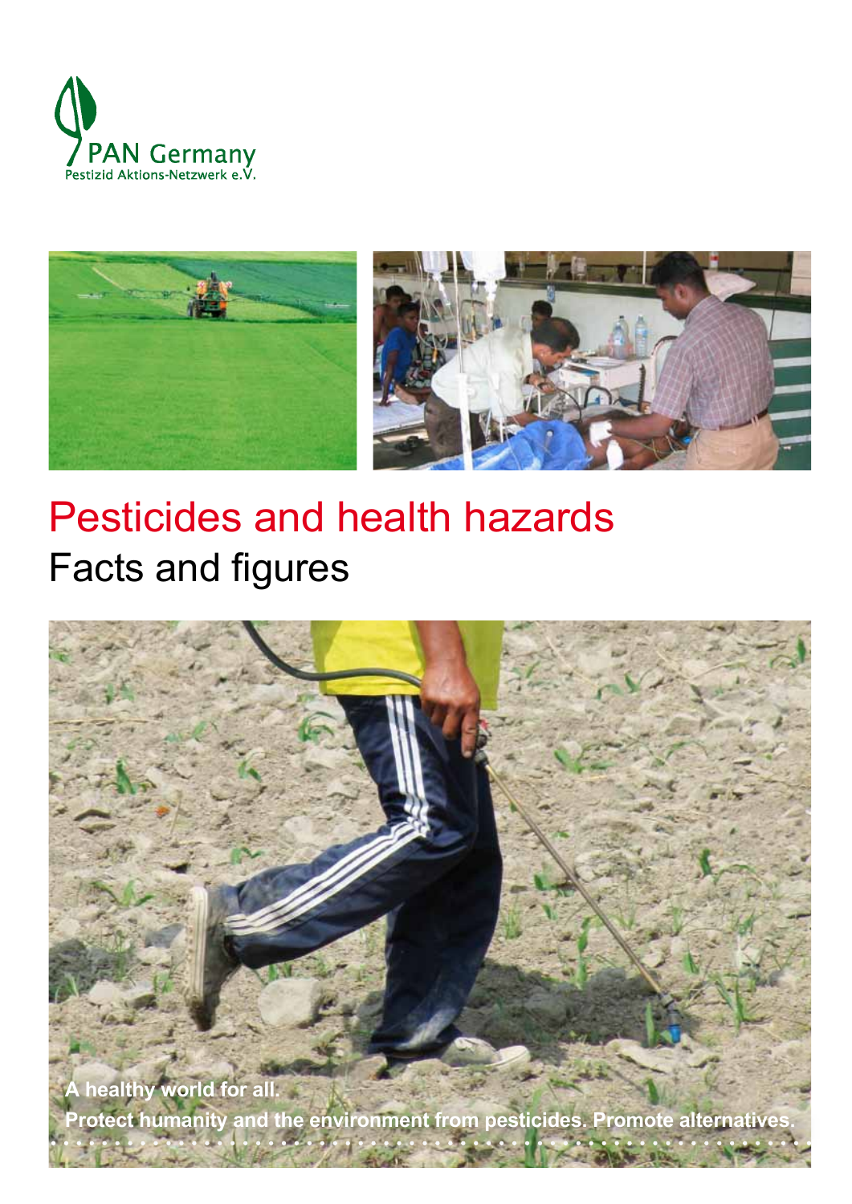PAN Germany
Pestizid Aktions-Netzwerk e.V.

# Pesticides and health hazards

## Facts and figures

**A healthy world for all.**

**Protect humanity and the environment from pesticides. Promote alternatives.**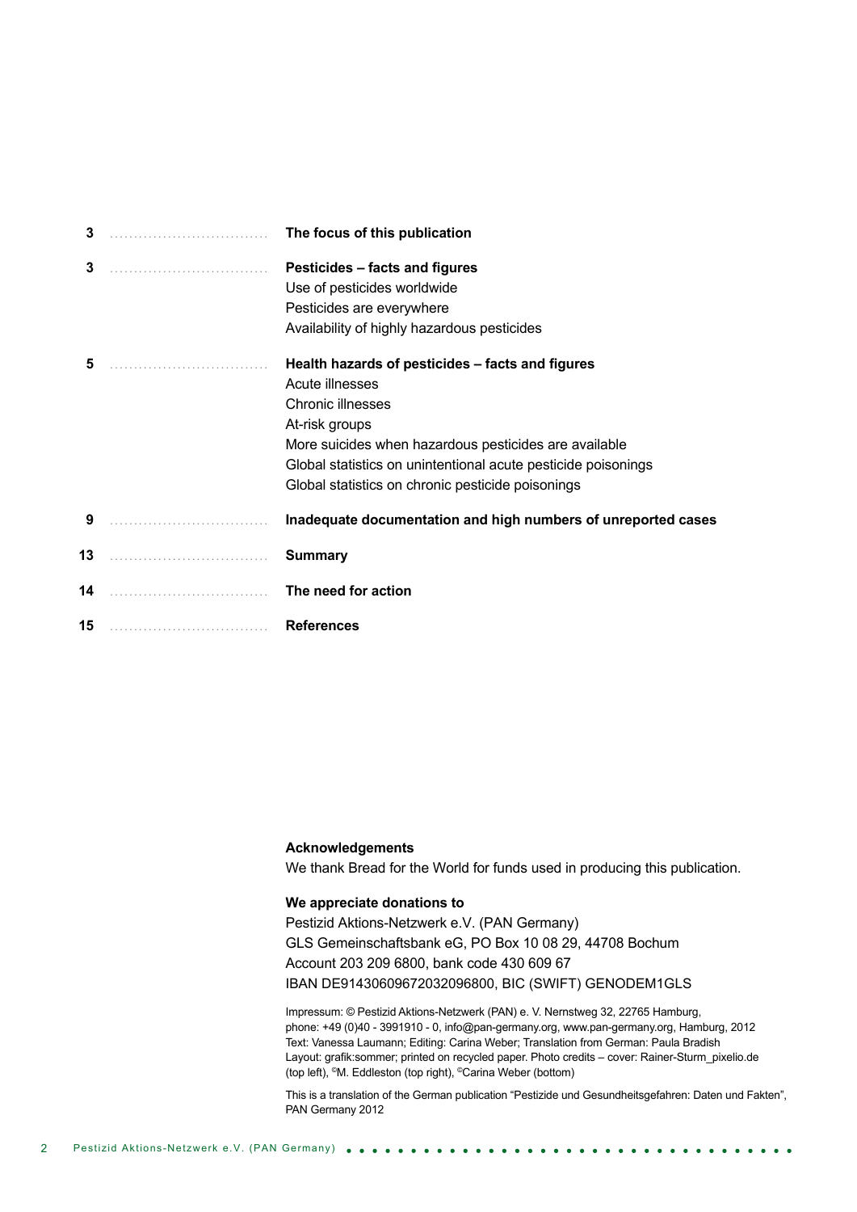| Page | Contents |
|---|---|
| 3 | **The focus of this publication** |
| 3 | **Pesticides – facts and figures**<br>Use of pesticides worldwide<br>Pesticides are everywhere<br>Availability of highly hazardous pesticides |
| 5 | **Health hazards of pesticides – facts and figures**<br>Acute illnesses<br>Chronic illnesses<br>At-risk groups<br>More suicides when hazardous pesticides are available<br>Global statistics on unintentional acute pesticide poisonings<br>Global statistics on chronic pesticide poisonings |
| 9 | **Inadequate documentation and high numbers of unreported cases** |
| 13 | **Summary** |
| 14 | **The need for action** |
| 15 | **References** |

**Acknowledgements**

We thank Bread for the World for funds used in producing this publication.

**We appreciate donations to**

Pestizid Aktions-Netzwerk e.V. (PAN Germany)
GLS Gemeinschaftsbank eG, PO Box 10 08 29, 44708 Bochum
Account 203 209 6800, bank code 430 609 67
IBAN DE91430609672032096800, BIC (SWIFT) GENODEM1GLS

Impressum: © Pestizid Aktions-Netzwerk (PAN) e. V. Nernstweg 32, 22765 Hamburg,
phone: +49 (0)40 - 3991910 - 0, info@pan-germany.org, www.pan-germany.org, Hamburg, 2012
Text: Vanessa Laumann; Editing: Carina Weber; Translation from German: Paula Bradish
Layout: grafik:sommer; printed on recycled paper. Photo credits – cover: Rainer-Sturm_pixelio.de
(top left), ©M. Eddleston (top right), ©Carina Weber (bottom)

This is a translation of the German publication "Pestizide und Gesundheitsgefahren: Daten und Fakten", PAN Germany 2012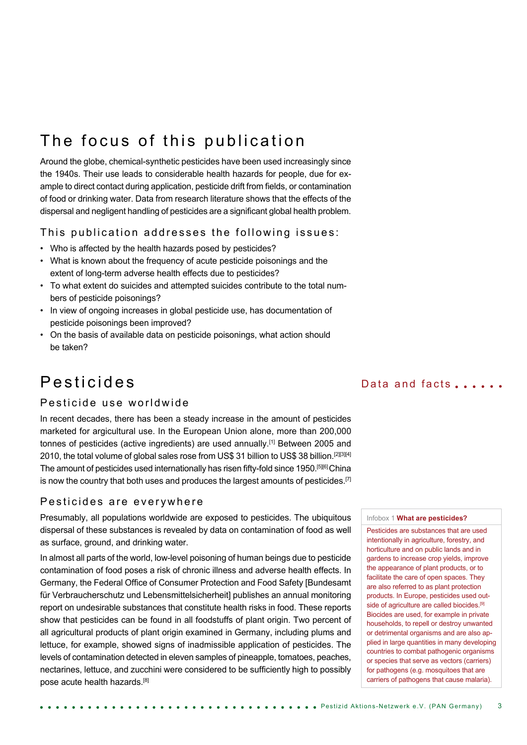# The focus of this publication

Around the globe, chemical-synthetic pesticides have been used increasingly since the 1940s. Their use leads to considerable health hazards for people, due for example to direct contact during application, pesticide drift from fields, or contamination of food or drinking water. Data from research literature shows that the effects of the dispersal and negligent handling of pesticides are a significant global health problem.

### This publication addresses the following issues:

- Who is affected by the health hazards posed by pesticides?
- What is known about the frequency of acute pesticide poisonings and the extent of long-term adverse health effects due to pesticides?
- To what extent do suicides and attempted suicides contribute to the total numbers of pesticide poisonings?
- In view of ongoing increases in global pesticide use, has documentation of pesticide poisonings been improved?
- On the basis of available data on pesticide poisonings, what action should be taken?

# Pesticides

**Data and facts**

## Pesticide use worldwide

In recent decades, there has been a steady increase in the amount of pesticides marketed for argicultural use. In the European Union alone, more than 200,000 tonnes of pesticides (active ingredients) are used annually.[1] Between 2005 and 2010, the total volume of global sales rose from US$ 31 billion to US$ 38 billion.[2][3][4] The amount of pesticides used internationally has risen fifty-fold since 1950.[5][6] China is now the country that both uses and produces the largest amounts of pesticides.[7]

## Pesticides are everywhere

Presumably, all populations worldwide are exposed to pesticides. The ubiquitous dispersal of these substances is revealed by data on contamination of food as well as surface, ground, and drinking water.

In almost all parts of the world, low-level poisoning of human beings due to pesticide contamination of food poses a risk of chronic illness and adverse health effects. In Germany, the Federal Office of Consumer Protection and Food Safety [Bundesamt für Verbraucherschutz und Lebensmittelsicherheit] publishes an annual monitoring report on undesirable substances that constitute health risks in food. These reports show that pesticides can be found in all foodstuffs of plant origin. Two percent of all agricultural products of plant origin examined in Germany, including plums and lettuce, for example, showed signs of inadmissible application of pesticides. The levels of contamination detected in eleven samples of pineapple, tomatoes, peaches, nectarines, lettuce, and zucchini were considered to be sufficiently high to possibly pose acute health hazards.[8]

> Infobox 1 **What are pesticides?**
>
> Pesticides are substances that are used intentionally in agriculture, forestry, and horticulture and on public lands and in gardens to increase crop yields, improve the appearance of plant products, or to facilitate the care of open spaces. They are also referred to as plant protection products. In Europe, pesticides used outside of agriculture are called biocides.[9] Biocides are used, for example in private households, to repell or destroy unwanted or detrimental organisms and are also applied in large quantities in many developing countries to combat pathogenic organisms or species that serve as vectors (carriers) for pathogens (e.g. mosquitoes that are carriers of pathogens that cause malaria).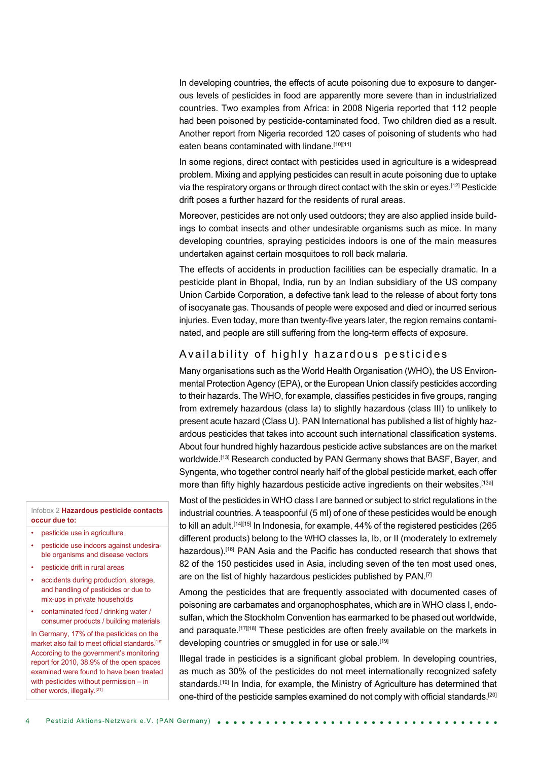In developing countries, the effects of acute poisoning due to exposure to dangerous levels of pesticides in food are apparently more severe than in industrialized countries. Two examples from Africa: in 2008 Nigeria reported that 112 people had been poisoned by pesticide-contaminated food. Two children died as a result. Another report from Nigeria recorded 120 cases of poisoning of students who had eaten beans contaminated with lindane.[10][11]

In some regions, direct contact with pesticides used in agriculture is a widespread problem. Mixing and applying pesticides can result in acute poisoning due to uptake via the respiratory organs or through direct contact with the skin or eyes.[12] Pesticide drift poses a further hazard for the residents of rural areas.

Moreover, pesticides are not only used outdoors; they are also applied inside buildings to combat insects and other undesirable organisms such as mice. In many developing countries, spraying pesticides indoors is one of the main measures undertaken against certain mosquitoes to roll back malaria.

The effects of accidents in production facilities can be especially dramatic. In a pesticide plant in Bhopal, India, run by an Indian subsidiary of the US company Union Carbide Corporation, a defective tank lead to the release of about forty tons of isocyanate gas. Thousands of people were exposed and died or incurred serious injuries. Even today, more than twenty-five years later, the region remains contaminated, and people are still suffering from the long-term effects of exposure.

## Availability of highly hazardous pesticides

Many organisations such as the World Health Organisation (WHO), the US Environmental Protection Agency (EPA), or the European Union classify pesticides according to their hazards. The WHO, for example, classifies pesticides in five groups, ranging from extremely hazardous (class Ia) to slightly hazardous (class III) to unlikely to present acute hazard (Class U). PAN International has published a list of highly hazardous pesticides that takes into account such international classification systems. About four hundred highly hazardous pesticide active substances are on the market worldwide.[13] Research conducted by PAN Germany shows that BASF, Bayer, and Syngenta, who together control nearly half of the global pesticide market, each offer more than fifty highly hazardous pesticide active ingredients on their websites.[13a]

Most of the pesticides in WHO class I are banned or subject to strict regulations in the industrial countries. A teaspoonful (5 ml) of one of these pesticides would be enough to kill an adult.[14][15] In Indonesia, for example, 44% of the registered pesticides (265 different products) belong to the WHO classes Ia, Ib, or II (moderately to extremely hazardous).[16] PAN Asia and the Pacific has conducted research that shows that 82 of the 150 pesticides used in Asia, including seven of the ten most used ones, are on the list of highly hazardous pesticides published by PAN.[7]

Among the pesticides that are frequently associated with documented cases of poisoning are carbamates and organophosphates, which are in WHO class I, endosulfan, which the Stockholm Convention has earmarked to be phased out worldwide, and paraquat.[17][18] These pesticides are often freely available on the markets in developing countries or smuggled in for use or sale.[19]

Illegal trade in pesticides is a significant global problem. In developing countries, as much as 30% of the pesticides do not meet internationally recognized safety standards.[19] In India, for example, the Ministry of Agriculture has determined that one-third of the pesticide samples examined do not comply with official standards.[20]

> Infobox 2 **Hazardous pesticide contacts occur due to:**
>
> - pesticide use in agriculture
> - pesticide use indoors against undesirable organisms and disease vectors
> - pesticide drift in rural areas
> - accidents during production, storage, and handling of pesticides or due to mix-ups in private households
> - contaminated food / drinking water / consumer products / building materials
>
> In Germany, 17% of the pesticides on the market also fail to meet official standards.[19] According to the government's monitoring report for 2010, 38.9% of the open spaces examined were found to have been treated with pesticides without permission – in other words, illegally.[21]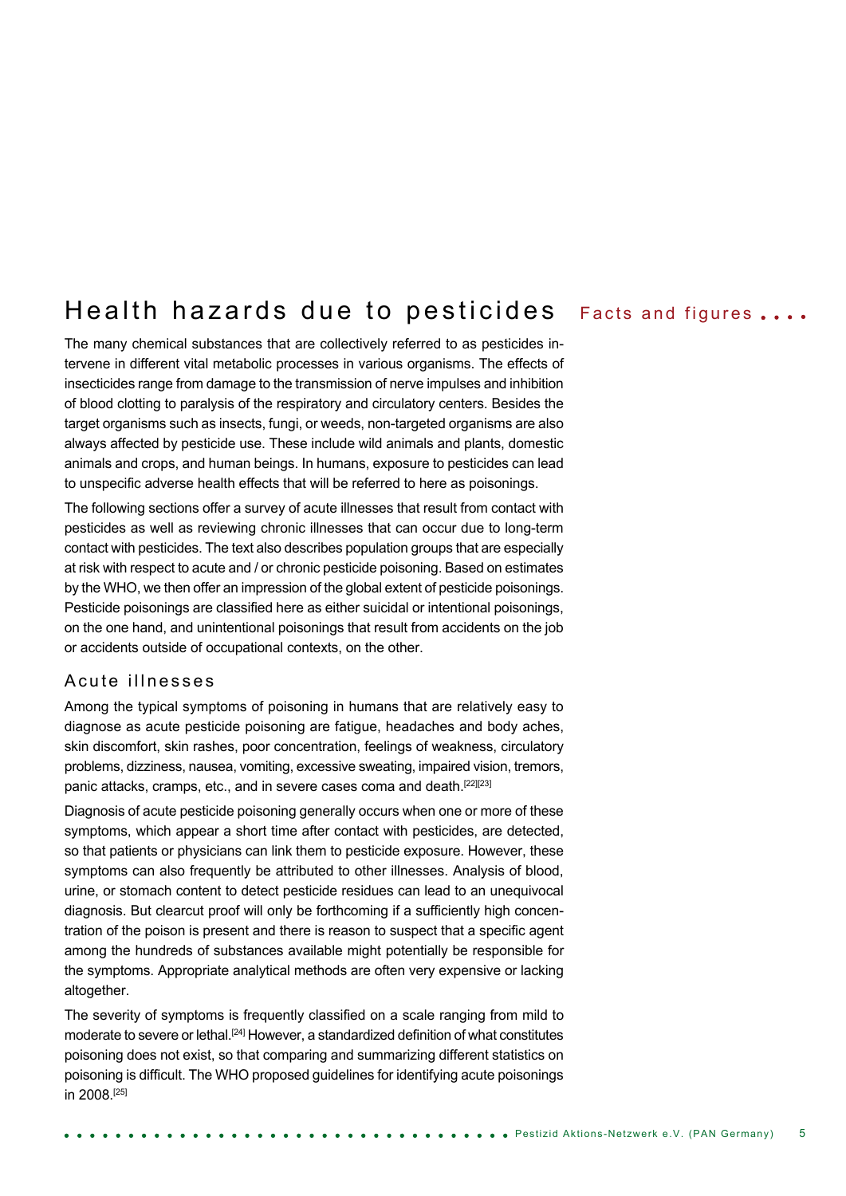# Health hazards due to pesticides

Facts and figures ....

The many chemical substances that are collectively referred to as pesticides intervene in different vital metabolic processes in various organisms. The effects of insecticides range from damage to the transmission of nerve impulses and inhibition of blood clotting to paralysis of the respiratory and circulatory centers. Besides the target organisms such as insects, fungi, or weeds, non-targeted organisms are also always affected by pesticide use. These include wild animals and plants, domestic animals and crops, and human beings. In humans, exposure to pesticides can lead to unspecific adverse health effects that will be referred to here as poisonings.

The following sections offer a survey of acute illnesses that result from contact with pesticides as well as reviewing chronic illnesses that can occur due to long-term contact with pesticides. The text also describes population groups that are especially at risk with respect to acute and / or chronic pesticide poisoning. Based on estimates by the WHO, we then offer an impression of the global extent of pesticide poisonings. Pesticide poisonings are classified here as either suicidal or intentional poisonings, on the one hand, and unintentional poisonings that result from accidents on the job or accidents outside of occupational contexts, on the other.

## Acute illnesses

Among the typical symptoms of poisoning in humans that are relatively easy to diagnose as acute pesticide poisoning are fatigue, headaches and body aches, skin discomfort, skin rashes, poor concentration, feelings of weakness, circulatory problems, dizziness, nausea, vomiting, excessive sweating, impaired vision, tremors, panic attacks, cramps, etc., and in severe cases coma and death.[22][23]

Diagnosis of acute pesticide poisoning generally occurs when one or more of these symptoms, which appear a short time after contact with pesticides, are detected, so that patients or physicians can link them to pesticide exposure. However, these symptoms can also frequently be attributed to other illnesses. Analysis of blood, urine, or stomach content to detect pesticide residues can lead to an unequivocal diagnosis. But clearcut proof will only be forthcoming if a sufficiently high concentration of the poison is present and there is reason to suspect that a specific agent among the hundreds of substances available might potentially be responsible for the symptoms. Appropriate analytical methods are often very expensive or lacking altogether.

The severity of symptoms is frequently classified on a scale ranging from mild to moderate to severe or lethal.[24] However, a standardized definition of what constitutes poisoning does not exist, so that comparing and summarizing different statistics on poisoning is difficult. The WHO proposed guidelines for identifying acute poisonings in 2008.[25]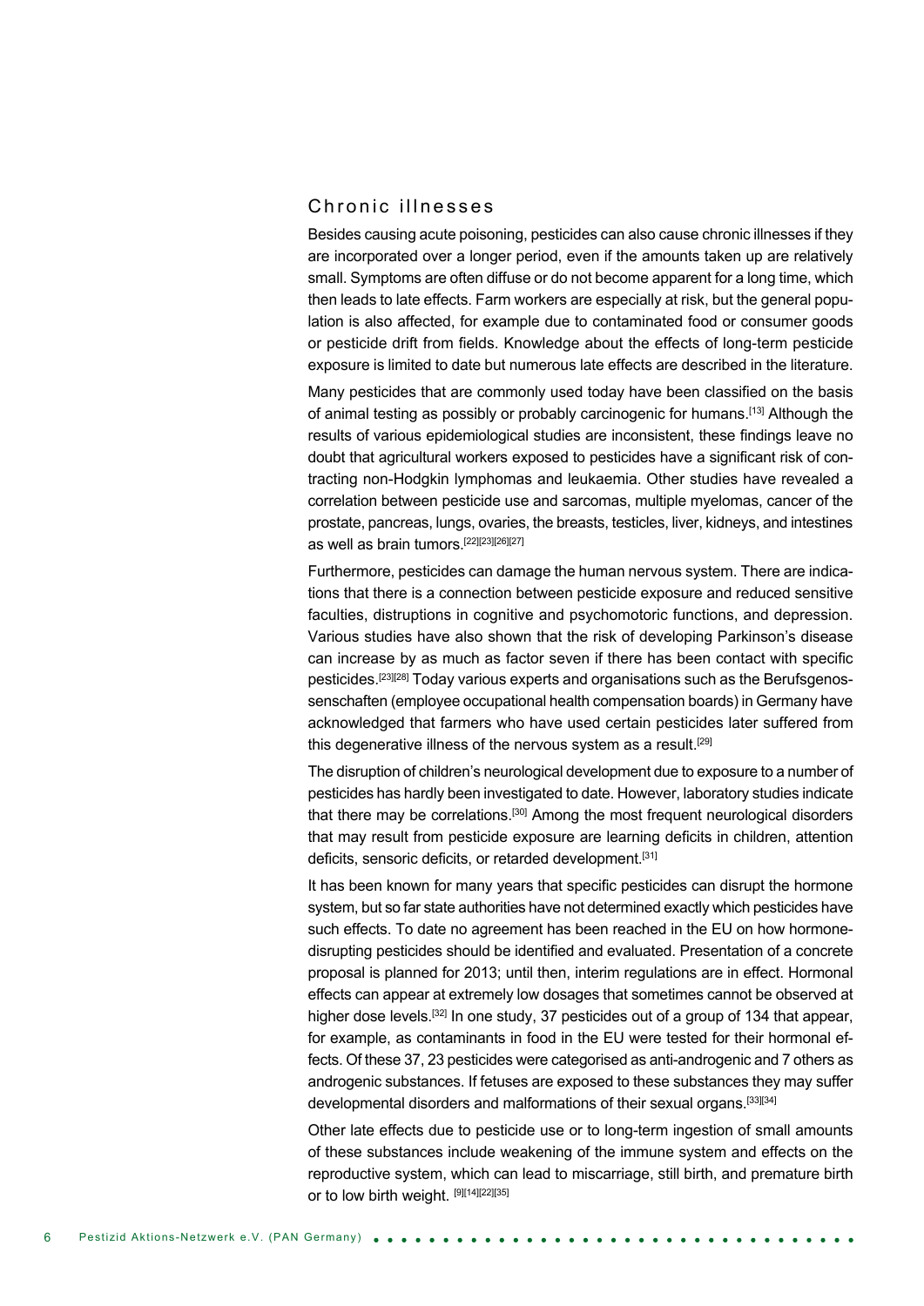## Chronic illnesses

Besides causing acute poisoning, pesticides can also cause chronic illnesses if they are incorporated over a longer period, even if the amounts taken up are relatively small. Symptoms are often diffuse or do not become apparent for a long time, which then leads to late effects. Farm workers are especially at risk, but the general population is also affected, for example due to contaminated food or consumer goods or pesticide drift from fields. Knowledge about the effects of long-term pesticide exposure is limited to date but numerous late effects are described in the literature.

Many pesticides that are commonly used today have been classified on the basis of animal testing as possibly or probably carcinogenic for humans.[13] Although the results of various epidemiological studies are inconsistent, these findings leave no doubt that agricultural workers exposed to pesticides have a significant risk of contracting non-Hodgkin lymphomas and leukaemia. Other studies have revealed a correlation between pesticide use and sarcomas, multiple myelomas, cancer of the prostate, pancreas, lungs, ovaries, the breasts, testicles, liver, kidneys, and intestines as well as brain tumors.[22][23][26][27]

Furthermore, pesticides can damage the human nervous system. There are indications that there is a connection between pesticide exposure and reduced sensitive faculties, distruptions in cognitive and psychomotoric functions, and depression. Various studies have also shown that the risk of developing Parkinson's disease can increase by as much as factor seven if there has been contact with specific pesticides.[23][28] Today various experts and organisations such as the Berufsgenossenschaften (employee occupational health compensation boards) in Germany have acknowledged that farmers who have used certain pesticides later suffered from this degenerative illness of the nervous system as a result.[29]

The disruption of children's neurological development due to exposure to a number of pesticides has hardly been investigated to date. However, laboratory studies indicate that there may be correlations.[30] Among the most frequent neurological disorders that may result from pesticide exposure are learning deficits in children, attention deficits, sensoric deficits, or retarded development.[31]

It has been known for many years that specific pesticides can disrupt the hormone system, but so far state authorities have not determined exactly which pesticides have such effects. To date no agreement has been reached in the EU on how hormone-disrupting pesticides should be identified and evaluated. Presentation of a concrete proposal is planned for 2013; until then, interim regulations are in effect. Hormonal effects can appear at extremely low dosages that sometimes cannot be observed at higher dose levels.[32] In one study, 37 pesticides out of a group of 134 that appear, for example, as contaminants in food in the EU were tested for their hormonal effects. Of these 37, 23 pesticides were categorised as anti-androgenic and 7 others as androgenic substances. If fetuses are exposed to these substances they may suffer developmental disorders and malformations of their sexual organs.[33][34]

Other late effects due to pesticide use or to long-term ingestion of small amounts of these substances include weakening of the immune system and effects on the reproductive system, which can lead to miscarriage, still birth, and premature birth or to low birth weight. [9][14][22][35]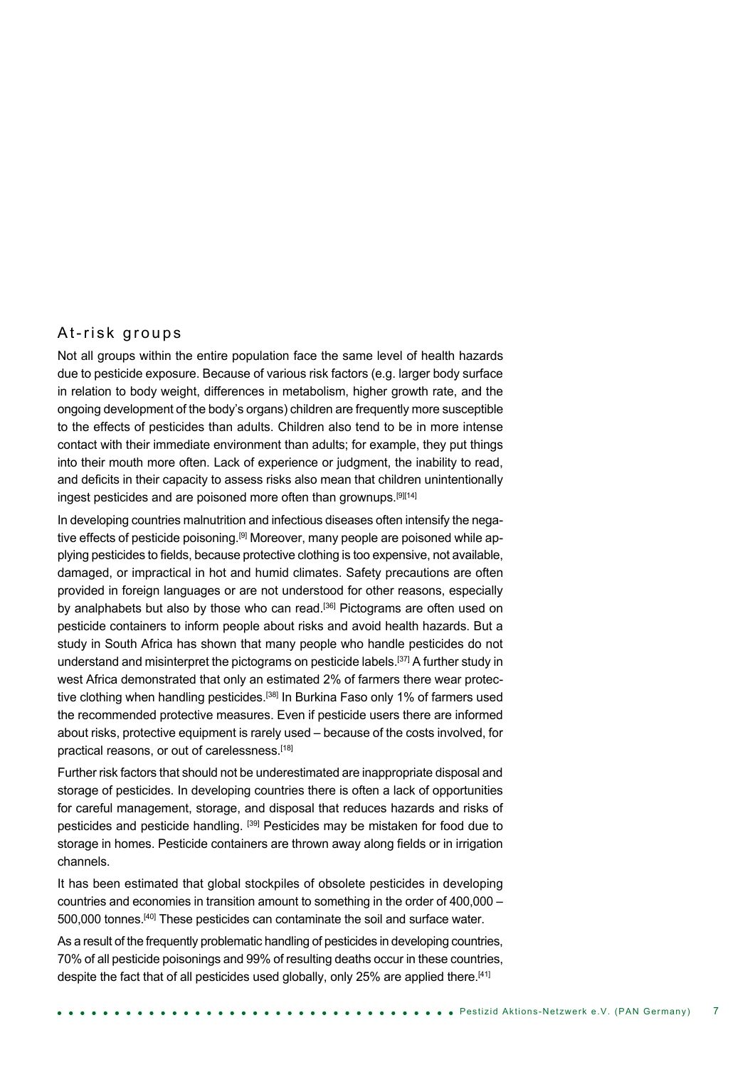## At-risk groups

Not all groups within the entire population face the same level of health hazards due to pesticide exposure. Because of various risk factors (e.g. larger body surface in relation to body weight, differences in metabolism, higher growth rate, and the ongoing development of the body's organs) children are frequently more susceptible to the effects of pesticides than adults. Children also tend to be in more intense contact with their immediate environment than adults; for example, they put things into their mouth more often. Lack of experience or judgment, the inability to read, and deficits in their capacity to assess risks also mean that children unintentionally ingest pesticides and are poisoned more often than grownups.[9][14]

In developing countries malnutrition and infectious diseases often intensify the negative effects of pesticide poisoning.[9] Moreover, many people are poisoned while applying pesticides to fields, because protective clothing is too expensive, not available, damaged, or impractical in hot and humid climates. Safety precautions are often provided in foreign languages or are not understood for other reasons, especially by analphabets but also by those who can read.[36] Pictograms are often used on pesticide containers to inform people about risks and avoid health hazards. But a study in South Africa has shown that many people who handle pesticides do not understand and misinterpret the pictograms on pesticide labels.[37] A further study in west Africa demonstrated that only an estimated 2% of farmers there wear protective clothing when handling pesticides.[38] In Burkina Faso only 1% of farmers used the recommended protective measures. Even if pesticide users there are informed about risks, protective equipment is rarely used – because of the costs involved, for practical reasons, or out of carelessness.[18]

Further risk factors that should not be underestimated are inappropriate disposal and storage of pesticides. In developing countries there is often a lack of opportunities for careful management, storage, and disposal that reduces hazards and risks of pesticides and pesticide handling. [39] Pesticides may be mistaken for food due to storage in homes. Pesticide containers are thrown away along fields or in irrigation channels.

It has been estimated that global stockpiles of obsolete pesticides in developing countries and economies in transition amount to something in the order of 400,000 – 500,000 tonnes.[40] These pesticides can contaminate the soil and surface water.

As a result of the frequently problematic handling of pesticides in developing countries, 70% of all pesticide poisonings and 99% of resulting deaths occur in these countries, despite the fact that of all pesticides used globally, only 25% are applied there.[41]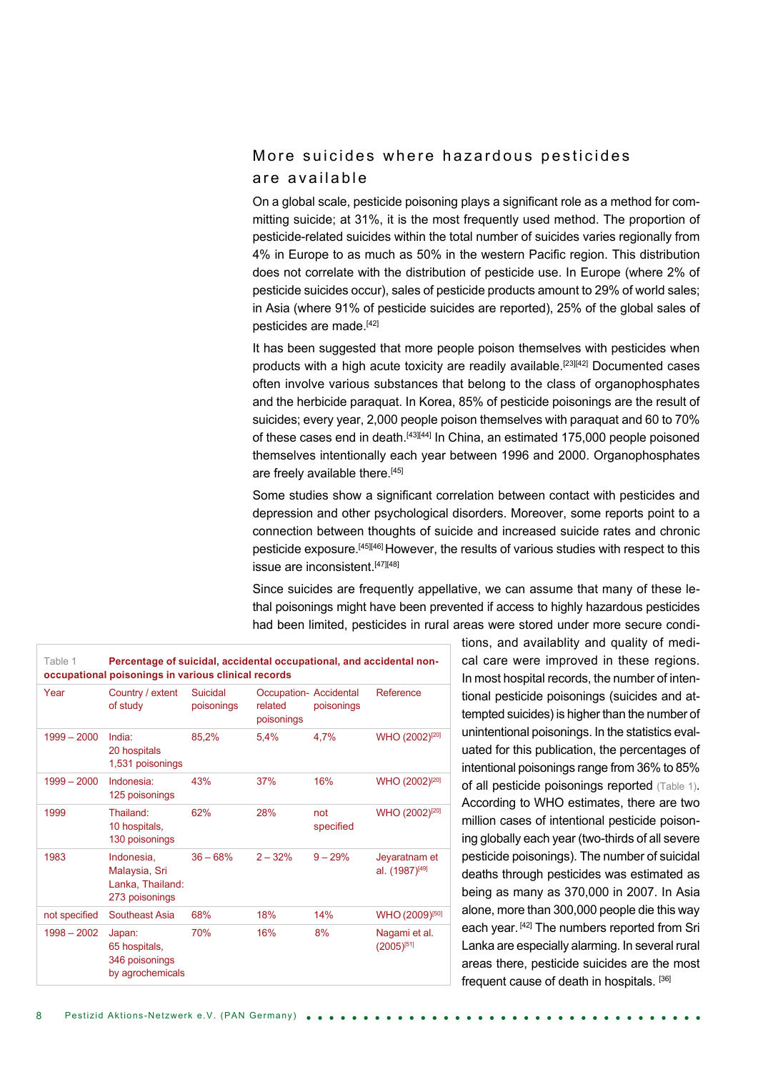## More suicides where hazardous pesticides are available

On a global scale, pesticide poisoning plays a significant role as a method for committing suicide; at 31%, it is the most frequently used method. The proportion of pesticide-related suicides within the total number of suicides varies regionally from 4% in Europe to as much as 50% in the western Pacific region. This distribution does not correlate with the distribution of pesticide use. In Europe (where 2% of pesticide suicides occur), sales of pesticide products amount to 29% of world sales; in Asia (where 91% of pesticide suicides are reported), 25% of the global sales of pesticides are made.[42]

It has been suggested that more people poison themselves with pesticides when products with a high acute toxicity are readily available.[23][42] Documented cases often involve various substances that belong to the class of organophosphates and the herbicide paraquat. In Korea, 85% of pesticide poisonings are the result of suicides; every year, 2,000 people poison themselves with paraquat and 60 to 70% of these cases end in death.[43][44] In China, an estimated 175,000 people poisoned themselves intentionally each year between 1996 and 2000. Organophosphates are freely available there.[45]

Some studies show a significant correlation between contact with pesticides and depression and other psychological disorders. Moreover, some reports point to a connection between thoughts of suicide and increased suicide rates and chronic pesticide exposure.[45][46] However, the results of various studies with respect to this issue are inconsistent.[47][48]

Since suicides are frequently appellative, we can assume that many of these lethal poisonings might have been prevented if access to highly hazardous pesticides had been limited, pesticides in rural areas were stored under more secure conditions, and availablity and quality of medical care were improved in these regions. In most hospital records, the number of intentional pesticide poisonings (suicides and attempted suicides) is higher than the number of unintentional poisonings. In the statistics evaluated for this publication, the percentages of intentional poisonings range from 36% to 85% of all pesticide poisonings reported (Table 1). According to WHO estimates, there are two million cases of intentional pesticide poisoning globally each year (two-thirds of all severe pesticide poisonings). The number of suicidal deaths through pesticides was estimated as being as many as 370,000 in 2007. In Asia alone, more than 300,000 people die this way each year. [42] The numbers reported from Sri Lanka are especially alarming. In several rural areas there, pesticide suicides are the most frequent cause of death in hospitals. [36]

Table 1 **Percentage of suicidal, accidental occupational, and accidental non-occupational poisonings in various clinical records**

| Year | Country / extent of study | Suicidal poisonings | Occupation-related poisonings | Accidental poisonings | Reference |
|---|---|---|---|---|---|
| 1999 – 2000 | India: 20 hospitals 1,531 poisonings | 85,2% | 5,4% | 4,7% | WHO (2002)[20] |
| 1999 – 2000 | Indonesia: 125 poisonings | 43% | 37% | 16% | WHO (2002)[20] |
| 1999 | Thailand: 10 hospitals, 130 poisonings | 62% | 28% | not specified | WHO (2002)[20] |
| 1983 | Indonesia, Malaysia, Sri Lanka, Thailand: 273 poisonings | 36 – 68% | 2 – 32% | 9 – 29% | Jeyaratnam et al. (1987)[49] |
| not specified | Southeast Asia | 68% | 18% | 14% | WHO (2009)[50] |
| 1998 – 2002 | Japan: 65 hospitals, 346 poisonings by agrochemicals | 70% | 16% | 8% | Nagami et al. (2005)[51] |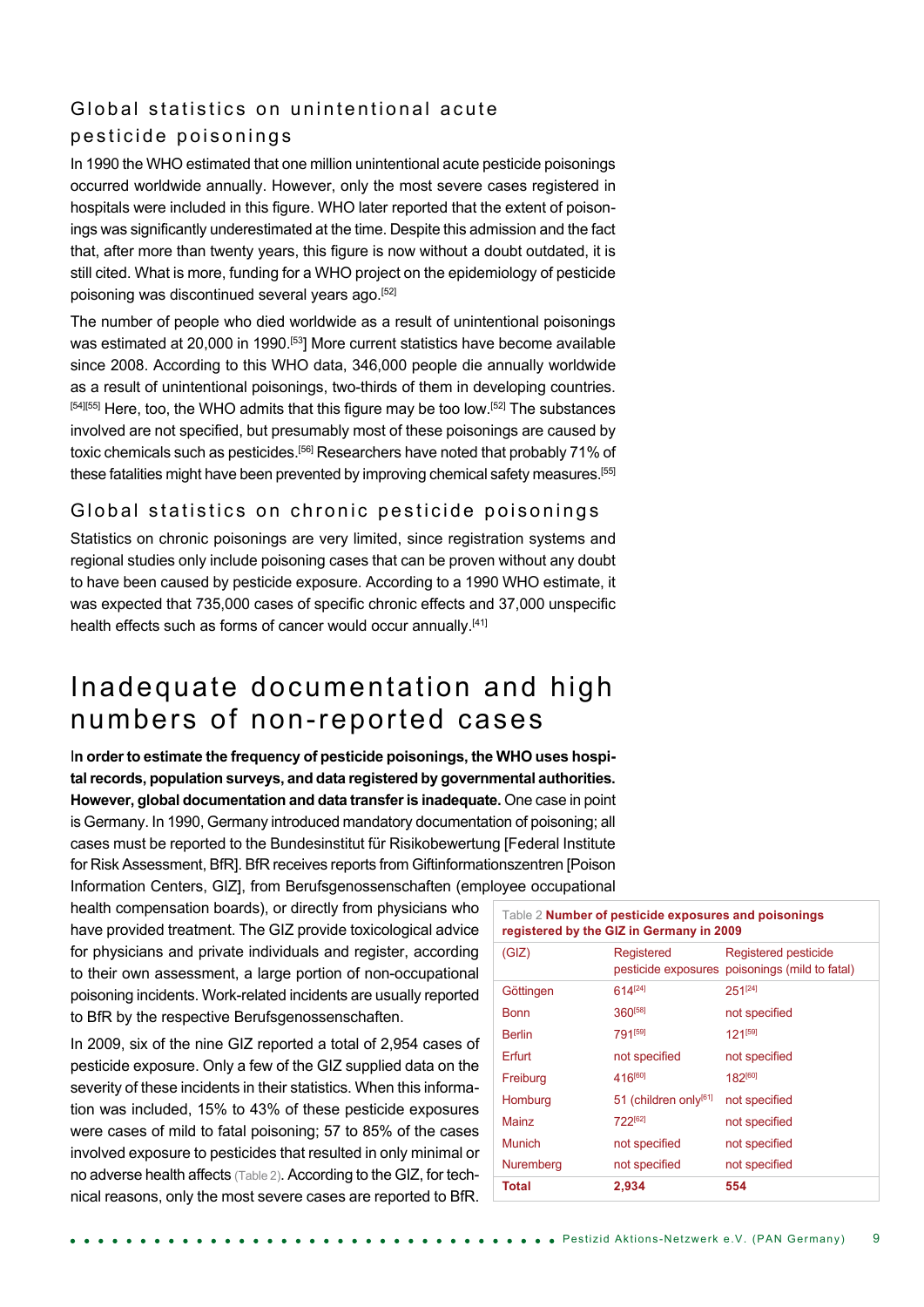## Global statistics on unintentional acute pesticide poisonings

In 1990 the WHO estimated that one million unintentional acute pesticide poisonings occurred worldwide annually. However, only the most severe cases registered in hospitals were included in this figure. WHO later reported that the extent of poisonings was significantly underestimated at the time. Despite this admission and the fact that, after more than twenty years, this figure is now without a doubt outdated, it is still cited. What is more, funding for a WHO project on the epidemiology of pesticide poisoning was discontinued several years ago.[52]

The number of people who died worldwide as a result of unintentional poisonings was estimated at 20,000 in 1990.[53] More current statistics have become available since 2008. According to this WHO data, 346,000 people die annually worldwide as a result of unintentional poisonings, two-thirds of them in developing countries.[54][55] Here, too, the WHO admits that this figure may be too low.[52] The substances involved are not specified, but presumably most of these poisonings are caused by toxic chemicals such as pesticides.[56] Researchers have noted that probably 71% of these fatalities might have been prevented by improving chemical safety measures.[55]

## Global statistics on chronic pesticide poisonings

Statistics on chronic poisonings are very limited, since registration systems and regional studies only include poisoning cases that can be proven without any doubt to have been caused by pesticide exposure. According to a 1990 WHO estimate, it was expected that 735,000 cases of specific chronic effects and 37,000 unspecific health effects such as forms of cancer would occur annually.[41]

# Inadequate documentation and high numbers of non-reported cases

**In order to estimate the frequency of pesticide poisonings, the WHO uses hospital records, population surveys, and data registered by governmental authorities. However, global documentation and data transfer is inadequate.** One case in point is Germany. In 1990, Germany introduced mandatory documentation of poisoning; all cases must be reported to the Bundesinstitut für Risikobewertung [Federal Institute for Risk Assessment, BfR]. BfR receives reports from Giftinformationszentren [Poison Information Centers, GIZ], from Berufsgenossenschaften (employee occupational health compensation boards), or directly from physicians who have provided treatment. The GIZ provide toxicological advice for physicians and private individuals and register, according to their own assessment, a large portion of non-occupational poisoning incidents. Work-related incidents are usually reported to BfR by the respective Berufsgenossenschaften.

In 2009, six of the nine GIZ reported a total of 2,954 cases of pesticide exposure. Only a few of the GIZ supplied data on the severity of these incidents in their statistics. When this information was included, 15% to 43% of these pesticide exposures were cases of mild to fatal poisoning; 57 to 85% of the cases involved exposure to pesticides that resulted in only minimal or no adverse health affects (Table 2). According to the GIZ, for technical reasons, only the most severe cases are reported to BfR.

Table 2 **Number of pesticide exposures and poisonings registered by the GIZ in Germany in 2009**

| (GIZ) | Registered pesticide exposures | Registered pesticide poisonings (mild to fatal) |
|---|---|---|
| Göttingen | 614[24] | 251[24] |
| Bonn | 360[58] | not specified |
| Berlin | 791[59] | 121[59] |
| Erfurt | not specified | not specified |
| Freiburg | 416[60] | 182[60] |
| Homburg | 51 (children only[61] | not specified |
| Mainz | 722[62] | not specified |
| Munich | not specified | not specified |
| Nuremberg | not specified | not specified |
| **Total** | **2,934** | **554** |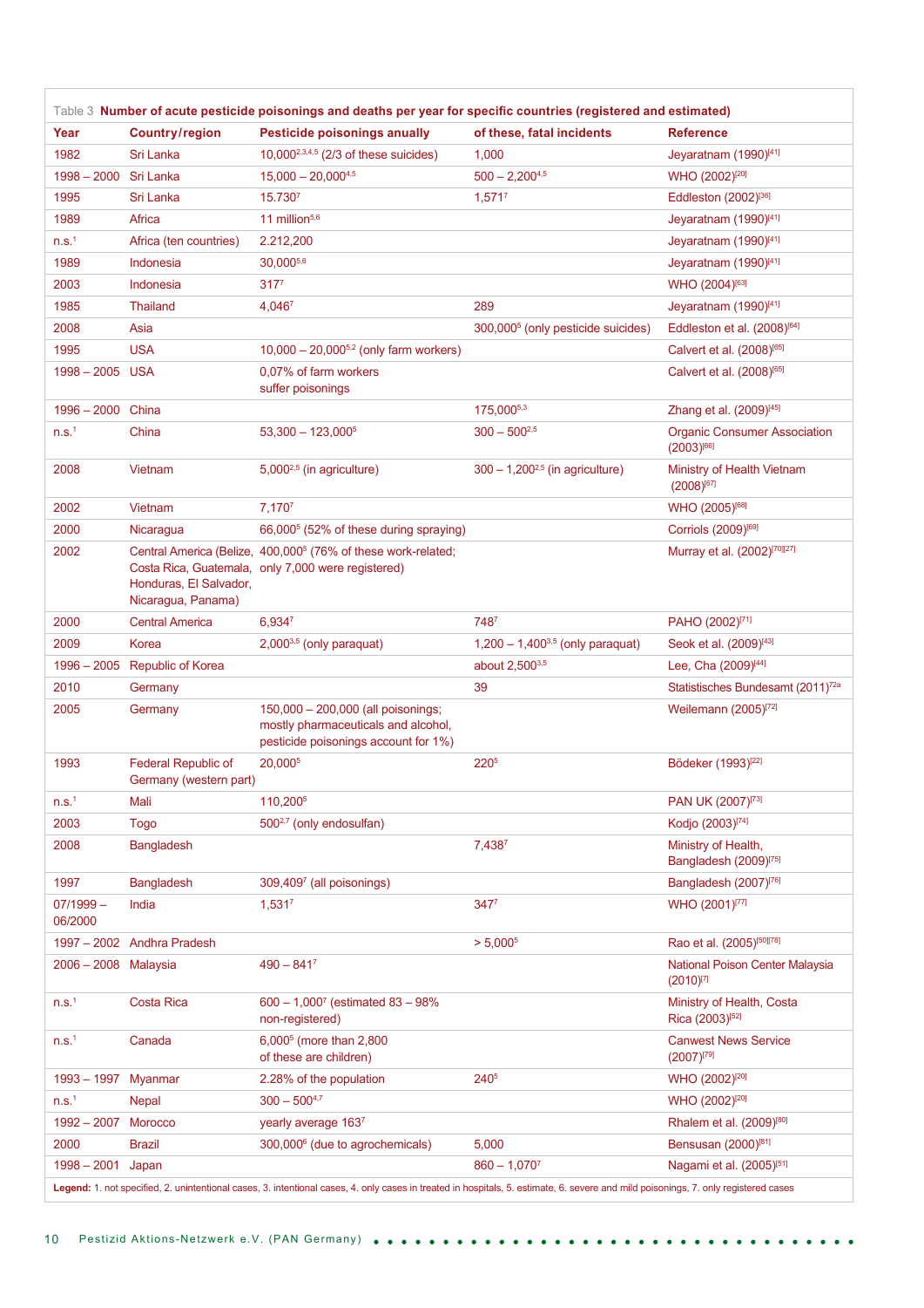Table 3 **Number of acute pesticide poisonings and deaths per year for specific countries (registered and estimated)**

| Year | Country/region | Pesticide poisonings anually | of these, fatal incidents | Reference |
|---|---|---|---|---|
| 1982 | Sri Lanka | 10,000[2,3,4,5] (2/3 of these suicides) | 1,000 | Jeyaratnam (1990)[41] |
| 1998 – 2000 | Sri Lanka | 15,000 – 20,000[4,5] | 500 – 2,200[4,5] | WHO (2002)[20] |
| 1995 | Sri Lanka | 15.730[7] | 1,571[7] | Eddleston (2002)[36] |
| 1989 | Africa | 11 million[5,6] | | Jeyaratnam (1990)[41] |
| n.s.[1] | Africa (ten countries) | 2.212,200 | | Jeyaratnam (1990)[41] |
| 1989 | Indonesia | 30,000[5,6] | | Jeyaratnam (1990)[41] |
| 2003 | Indonesia | 317[7] | | WHO (2004)[63] |
| 1985 | Thailand | 4,046[7] | 289 | Jeyaratnam (1990)[41] |
| 2008 | Asia | | 300,000[5] (only pesticide suicides) | Eddleston et al. (2008)[64] |
| 1995 | USA | 10,000 – 20,000[5,2] (only farm workers) | | Calvert et al. (2008)[65] |
| 1998 – 2005 | USA | 0,07% of farm workers suffer poisonings | | Calvert et al. (2008)[65] |
| 1996 – 2000 | China | | 175,000[5,3] | Zhang et al. (2009)[45] |
| n.s.[1] | China | 53,300 – 123,000[5] | 300 – 500[2,5] | Organic Consumer Association (2003)[66] |
| 2008 | Vietnam | 5,000[2,5] (in agriculture) | 300 – 1,200[2,5] (in agriculture) | Ministry of Health Vietnam (2008)[67] |
| 2002 | Vietnam | 7,170[7] | | WHO (2005)[68] |
| 2000 | Nicaragua | 66,000[5] (52% of these during spraying) | | Corriols (2009)[69] |
| 2002 | Central America (Belize, Costa Rica, Guatemala, Honduras, El Salvador, Nicaragua, Panama) | 400,000[5] (76% of these work-related; only 7,000 were registered) | | Murray et al. (2002)[70][27] |
| 2000 | Central America | 6,934[7] | 748[7] | PAHO (2002)[71] |
| 2009 | Korea | 2,000[3,5] (only paraquat) | 1,200 – 1,400[3,5] (only paraquat) | Seok et al. (2009)[43] |
| 1996 – 2005 | Republic of Korea | | about 2,500[3,5] | Lee, Cha (2009)[44] |
| 2010 | Germany | | 39 | Statistisches Bundesamt (2011)[72a] |
| 2005 | Germany | 150,000 – 200,000 (all poisonings; mostly pharmaceuticals and alcohol, pesticide poisonings account for 1%) | | Weilemann (2005)[72] |
| 1993 | Federal Republic of Germany (western part) | 20,000[5] | 220[5] | Bödeker (1993)[22] |
| n.s.[1] | Mali | 110,200[5] | | PAN UK (2007)[73] |
| 2003 | Togo | 500[2,7] (only endosulfan) | | Kodjo (2003)[74] |
| 2008 | Bangladesh | | 7,438[7] | Ministry of Health, Bangladesh (2009)[75] |
| 1997 | Bangladesh | 309,409[7] (all poisonings) | | Bangladesh (2007)[76] |
| 07/1999 – 06/2000 | India | 1,531[7] | 347[7] | WHO (2001)[77] |
| 1997 – 2002 | Andhra Pradesh | | > 5,000[5] | Rao et al. (2005)[50][78] |
| 2006 – 2008 | Malaysia | 490 – 841[7] | | National Poison Center Malaysia (2010)[7] |
| n.s.[1] | Costa Rica | 600 – 1,000[7] (estimated 83 – 98% non-registered) | | Ministry of Health, Costa Rica (2003)[52] |
| n.s.[1] | Canada | 6,000[5] (more than 2,800 of these are children) | | Canwest News Service (2007)[79] |
| 1993 – 1997 | Myanmar | 2.28% of the population | 240[5] | WHO (2002)[20] |
| n.s.[1] | Nepal | 300 – 500[4,7] | | WHO (2002)[20] |
| 1992 – 2007 | Morocco | yearly average 163[7] | | Rhalem et al. (2009)[80] |
| 2000 | Brazil | 300,000[6] (due to agrochemicals) | 5,000 | Bensusan (2000)[81] |
| 1998 – 2001 | Japan | | 860 – 1,070[7] | Nagami et al. (2005)[51] |

**Legend:** 1. not specified, 2. unintentional cases, 3. intentional cases, 4. only cases in treated in hospitals, 5. estimate, 6. severe and mild poisonings, 7. only registered cases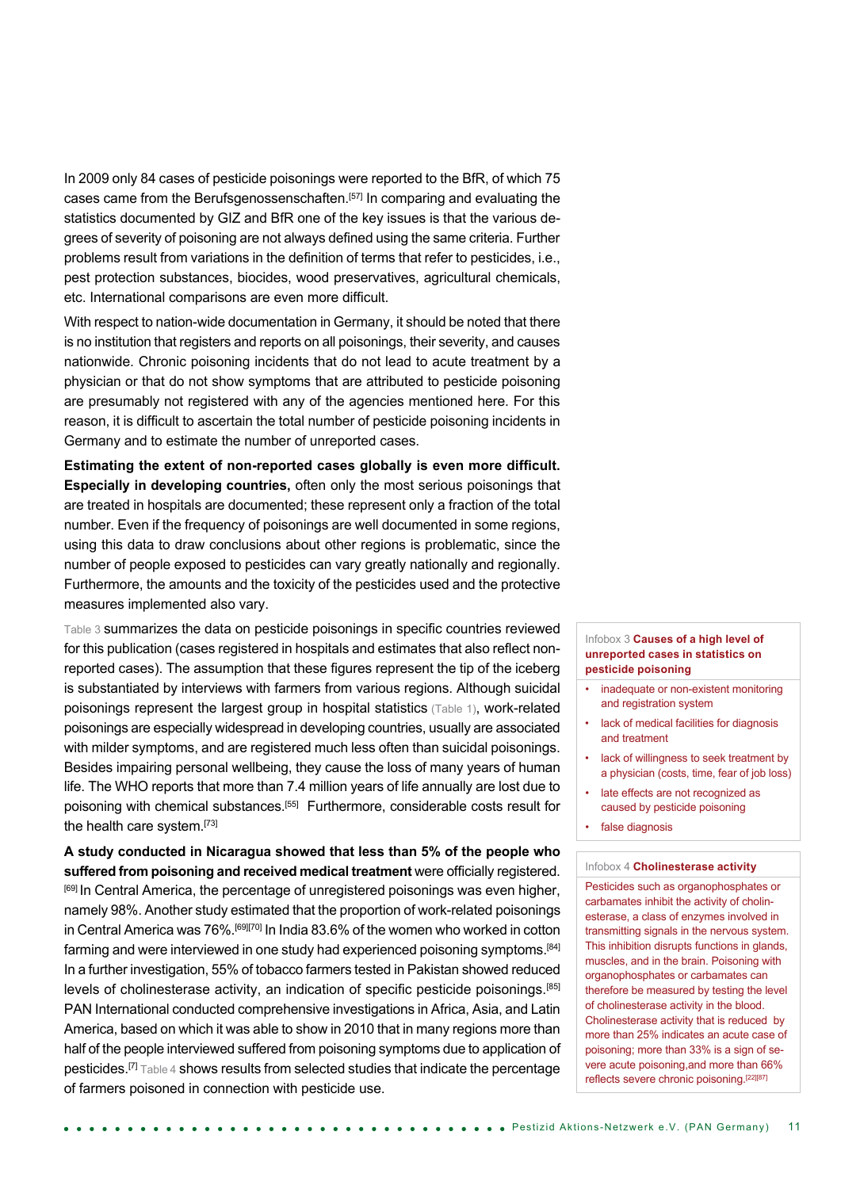In 2009 only 84 cases of pesticide poisonings were reported to the BfR, of which 75 cases came from the Berufsgenossenschaften.[57] In comparing and evaluating the statistics documented by GIZ and BfR one of the key issues is that the various degrees of severity of poisoning are not always defined using the same criteria. Further problems result from variations in the definition of terms that refer to pesticides, i.e., pest protection substances, biocides, wood preservatives, agricultural chemicals, etc. International comparisons are even more difficult.

With respect to nation-wide documentation in Germany, it should be noted that there is no institution that registers and reports on all poisonings, their severity, and causes nationwide. Chronic poisoning incidents that do not lead to acute treatment by a physician or that do not show symptoms that are attributed to pesticide poisoning are presumably not registered with any of the agencies mentioned here. For this reason, it is difficult to ascertain the total number of pesticide poisoning incidents in Germany and to estimate the number of unreported cases.

**Estimating the extent of non-reported cases globally is even more difficult. Especially in developing countries,** often only the most serious poisonings that are treated in hospitals are documented; these represent only a fraction of the total number. Even if the frequency of poisonings are well documented in some regions, using this data to draw conclusions about other regions is problematic, since the number of people exposed to pesticides can vary greatly nationally and regionally. Furthermore, the amounts and the toxicity of the pesticides used and the protective measures implemented also vary.

Table 3 summarizes the data on pesticide poisonings in specific countries reviewed for this publication (cases registered in hospitals and estimates that also reflect non-reported cases). The assumption that these figures represent the tip of the iceberg is substantiated by interviews with farmers from various regions. Although suicidal poisonings represent the largest group in hospital statistics (Table 1), work-related poisonings are especially widespread in developing countries, usually are associated with milder symptoms, and are registered much less often than suicidal poisonings. Besides impairing personal wellbeing, they cause the loss of many years of human life. The WHO reports that more than 7.4 million years of life annually are lost due to poisoning with chemical substances.[55] Furthermore, considerable costs result for the health care system.[73]

**A study conducted in Nicaragua showed that less than 5% of the people who suffered from poisoning and received medical treatment** were officially registered.[69] In Central America, the percentage of unregistered poisonings was even higher, namely 98%. Another study estimated that the proportion of work-related poisonings in Central America was 76%.[69][70] In India 83.6% of the women who worked in cotton farming and were interviewed in one study had experienced poisoning symptoms.[84] In a further investigation, 55% of tobacco farmers tested in Pakistan showed reduced levels of cholinesterase activity, an indication of specific pesticide poisonings.[85] PAN International conducted comprehensive investigations in Africa, Asia, and Latin America, based on which it was able to show in 2010 that in many regions more than half of the people interviewed suffered from poisoning symptoms due to application of pesticides.[7] Table 4 shows results from selected studies that indicate the percentage of farmers poisoned in connection with pesticide use.

Infobox 3 **Causes of a high level of unreported cases in statistics on pesticide poisoning**

- inadequate or non-existent monitoring and registration system
- lack of medical facilities for diagnosis and treatment
- lack of willingness to seek treatment by a physician (costs, time, fear of job loss)
- late effects are not recognized as caused by pesticide poisoning
- false diagnosis

Infobox 4 **Cholinesterase activity**

Pesticides such as organophosphates or carbamates inhibit the activity of cholinesterase, a class of enzymes involved in transmitting signals in the nervous system. This inhibition disrupts functions in glands, muscles, and in the brain. Poisoning with organophosphates or carbamates can therefore be measured by testing the level of cholinesterase activity in the blood. Cholinesterase activity that is reduced by more than 25% indicates an acute case of poisoning; more than 33% is a sign of severe acute poisoning,and more than 66% reflects severe chronic poisoning.[22][87]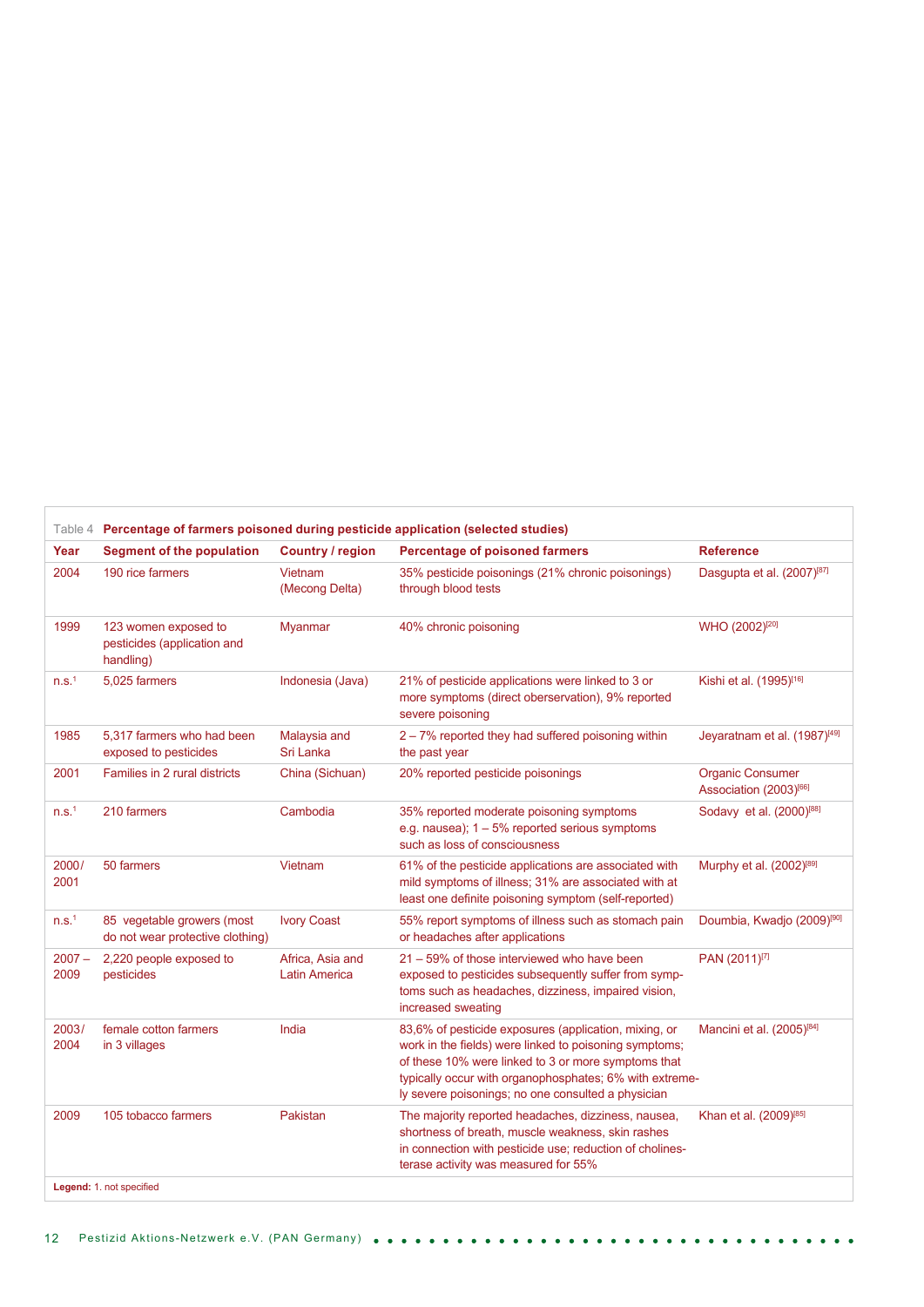Table 4 **Percentage of farmers poisoned during pesticide application (selected studies)**

| Year | Segment of the population | Country / region | Percentage of poisoned farmers | Reference |
|---|---|---|---|---|
| 2004 | 190 rice farmers | Vietnam (Mecong Delta) | 35% pesticide poisonings (21% chronic poisonings) through blood tests | Dasgupta et al. (2007)[87] |
| 1999 | 123 women exposed to pesticides (application and handling) | Myanmar | 40% chronic poisoning | WHO (2002)[20] |
| n.s.[1] | 5,025 farmers | Indonesia (Java) | 21% of pesticide applications were linked to 3 or more symptoms (direct oberservation), 9% reported severe poisoning | Kishi et al. (1995)[16] |
| 1985 | 5,317 farmers who had been exposed to pesticides | Malaysia and Sri Lanka | 2 – 7% reported they had suffered poisoning within the past year | Jeyaratnam et al. (1987)[49] |
| 2001 | Families in 2 rural districts | China (Sichuan) | 20% reported pesticide poisonings | Organic Consumer Association (2003)[66] |
| n.s.[1] | 210 farmers | Cambodia | 35% reported moderate poisoning symptoms e.g. nausea); 1 – 5% reported serious symptoms such as loss of consciousness | Sodavy et al. (2000)[88] |
| 2000/ 2001 | 50 farmers | Vietnam | 61% of the pesticide applications are associated with mild symptoms of illness; 31% are associated with at least one definite poisoning symptom (self-reported) | Murphy et al. (2002)[89] |
| n.s.[1] | 85 vegetable growers (most do not wear protective clothing) | Ivory Coast | 55% report symptoms of illness such as stomach pain or headaches after applications | Doumbia, Kwadjo (2009)[90] |
| 2007 – 2009 | 2,220 people exposed to pesticides | Africa, Asia and Latin America | 21 – 59% of those interviewed who have been exposed to pesticides subsequently suffer from symptoms such as headaches, dizziness, impaired vision, increased sweating | PAN (2011)[7] |
| 2003/ 2004 | female cotton farmers in 3 villages | India | 83,6% of pesticide exposures (application, mixing, or work in the fields) were linked to poisoning symptoms; of these 10% were linked to 3 or more symptoms that typically occur with organophosphates; 6% with extremely severe poisonings; no one consulted a physician | Mancini et al. (2005)[84] |
| 2009 | 105 tobacco farmers | Pakistan | The majority reported headaches, dizziness, nausea, shortness of breath, muscle weakness, skin rashes in connection with pesticide use; reduction of cholinesterase activity was measured for 55% | Khan et al. (2009)[85] |

**Legend:** 1. not specified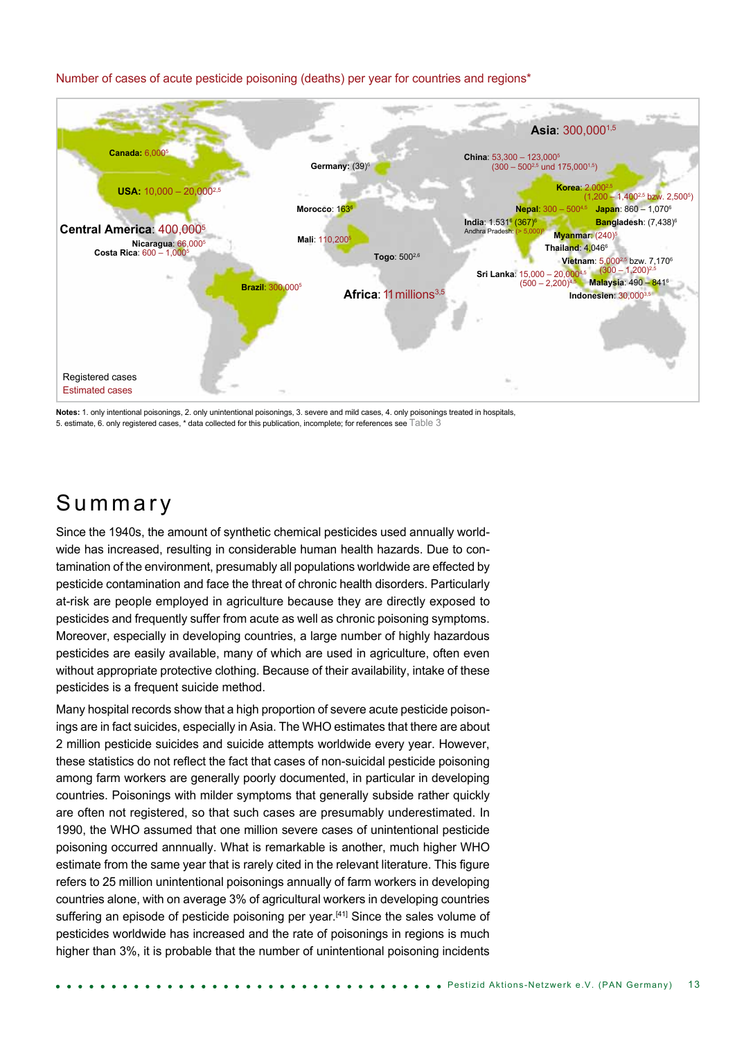Number of cases of acute pesticide poisoning (deaths) per year for countries and regions*

Canada: 6,000[5]

USA: 10,000 – 20,000[2,5]

Central America: 400,000[5]

Nicaragua: 66,000[5]

Costa Rica: 600 – 1,000[5]

Brazil: 300,000[5]

Germany: (39)[6]

Morocco: 163[6]

Mali: 110,200[5]

Togo: 500[2,6]

Africa: 11 millions[3,5]

Asia: 300,000[1,5]

China: 53,300 – 123,000[5] (300 – 500[2,5] und 175,000[1,5])

Korea: 2,000[2,5] (1,200 – 1,400[2,5] bzw. 2,500[5])

Nepal: 300 – 500[4,5]

Japan: 860 – 1,070[6]

India: 1.531[6] (367)[6]

Andhra Pradesh: (> 5,000)[5]

Bangladesh: (7,438)[6]

Myanmar: (240)[5]

Thailand: 4,046[6]

Vietnam: 5,000[2,5] bzw. 7,170[6] (300 – 1,200)[2,5]

Sri Lanka: 15,000 – 20,000[4,5] (500 – 2,200)[4,5]

Malaysia: 490 – 841[6]

Indonesien: 30,000[3,5]

Registered cases

Estimated cases

**Notes:** 1. only intentional poisonings, 2. only unintentional poisonings, 3. severe and mild cases, 4. only poisonings treated in hospitals, 5. estimate, 6. only registered cases, * data collected for this publication, incomplete; for references see Table 3

# Summary

Since the 1940s, the amount of synthetic chemical pesticides used annually worldwide has increased, resulting in considerable human health hazards. Due to contamination of the environment, presumably all populations worldwide are effected by pesticide contamination and face the threat of chronic health disorders. Particularly at-risk are people employed in agriculture because they are directly exposed to pesticides and frequently suffer from acute as well as chronic poisoning symptoms. Moreover, especially in developing countries, a large number of highly hazardous pesticides are easily available, many of which are used in agriculture, often even without appropriate protective clothing. Because of their availability, intake of these pesticides is a frequent suicide method.

Many hospital records show that a high proportion of severe acute pesticide poisonings are in fact suicides, especially in Asia. The WHO estimates that there are about 2 million pesticide suicides and suicide attempts worldwide every year. However, these statistics do not reflect the fact that cases of non-suicidal pesticide poisoning among farm workers are generally poorly documented, in particular in developing countries. Poisonings with milder symptoms that generally subside rather quickly are often not registered, so that such cases are presumably underestimated. In 1990, the WHO assumed that one million severe cases of unintentional pesticide poisoning occurred annnually. What is remarkable is another, much higher WHO estimate from the same year that is rarely cited in the relevant literature. This figure refers to 25 million unintentional poisonings annually of farm workers in developing countries alone, with on average 3% of agricultural workers in developing countries suffering an episode of pesticide poisoning per year.[41] Since the sales volume of pesticides worldwide has increased and the rate of poisonings in regions is much higher than 3%, it is probable that the number of unintentional poisoning incidents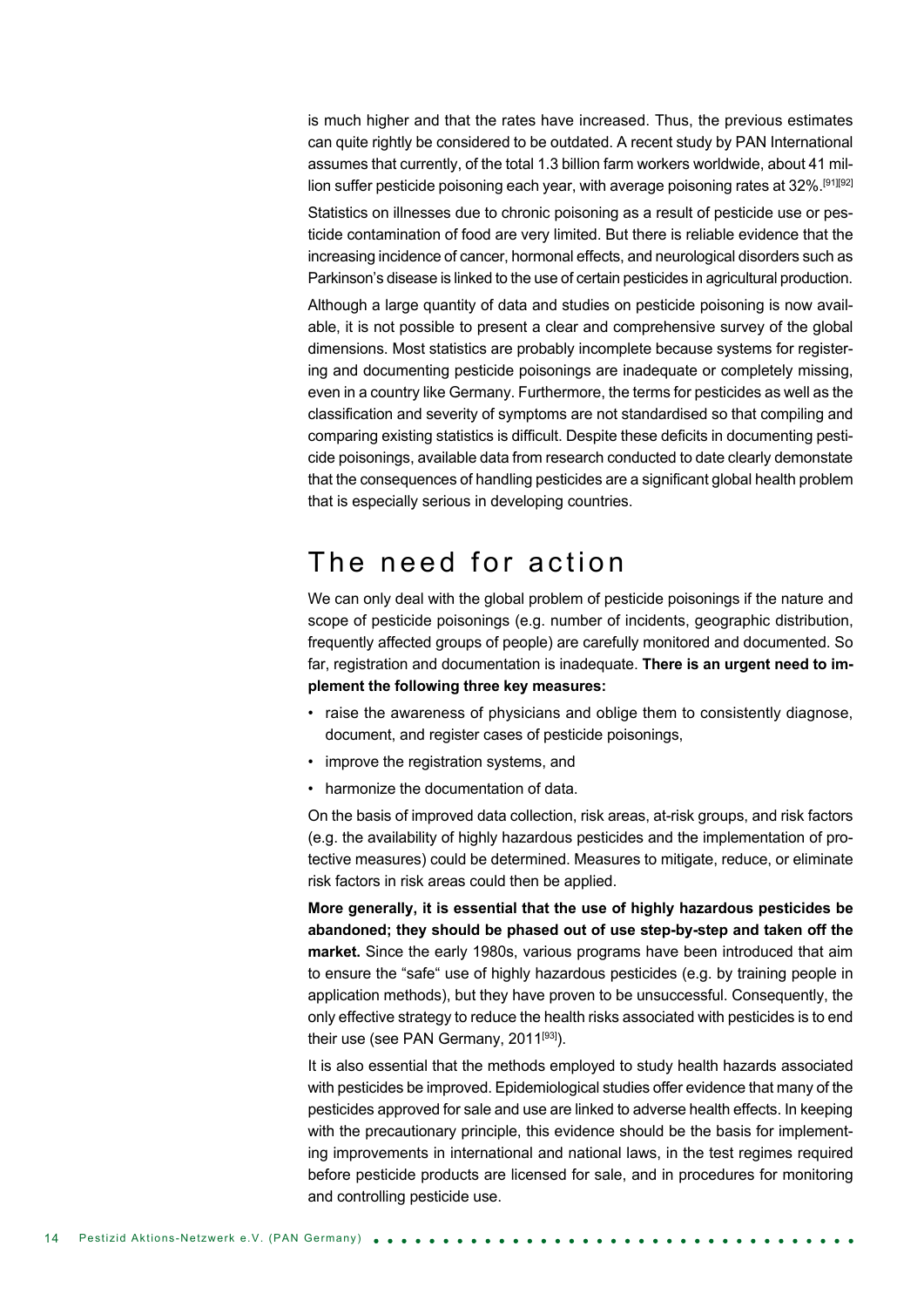is much higher and that the rates have increased. Thus, the previous estimates can quite rightly be considered to be outdated. A recent study by PAN International assumes that currently, of the total 1.3 billion farm workers worldwide, about 41 million suffer pesticide poisoning each year, with average poisoning rates at 32%.[91][92]

Statistics on illnesses due to chronic poisoning as a result of pesticide use or pesticide contamination of food are very limited. But there is reliable evidence that the increasing incidence of cancer, hormonal effects, and neurological disorders such as Parkinson's disease is linked to the use of certain pesticides in agricultural production.

Although a large quantity of data and studies on pesticide poisoning is now available, it is not possible to present a clear and comprehensive survey of the global dimensions. Most statistics are probably incomplete because systems for registering and documenting pesticide poisonings are inadequate or completely missing, even in a country like Germany. Furthermore, the terms for pesticides as well as the classification and severity of symptoms are not standardised so that compiling and comparing existing statistics is difficult. Despite these deficits in documenting pesticide poisonings, available data from research conducted to date clearly demonstate that the consequences of handling pesticides are a significant global health problem that is especially serious in developing countries.

## The need for action

We can only deal with the global problem of pesticide poisonings if the nature and scope of pesticide poisonings (e.g. number of incidents, geographic distribution, frequently affected groups of people) are carefully monitored and documented. So far, registration and documentation is inadequate. **There is an urgent need to implement the following three key measures:**

- raise the awareness of physicians and oblige them to consistently diagnose, document, and register cases of pesticide poisonings,
- improve the registration systems, and
- harmonize the documentation of data.

On the basis of improved data collection, risk areas, at-risk groups, and risk factors (e.g. the availability of highly hazardous pesticides and the implementation of protective measures) could be determined. Measures to mitigate, reduce, or eliminate risk factors in risk areas could then be applied.

**More generally, it is essential that the use of highly hazardous pesticides be abandoned; they should be phased out of use step-by-step and taken off the market.** Since the early 1980s, various programs have been introduced that aim to ensure the "safe" use of highly hazardous pesticides (e.g. by training people in application methods), but they have proven to be unsuccessful. Consequently, the only effective strategy to reduce the health risks associated with pesticides is to end their use (see PAN Germany, 2011[93]).

It is also essential that the methods employed to study health hazards associated with pesticides be improved. Epidemiological studies offer evidence that many of the pesticides approved for sale and use are linked to adverse health effects. In keeping with the precautionary principle, this evidence should be the basis for implementing improvements in international and national laws, in the test regimes required before pesticide products are licensed for sale, and in procedures for monitoring and controlling pesticide use.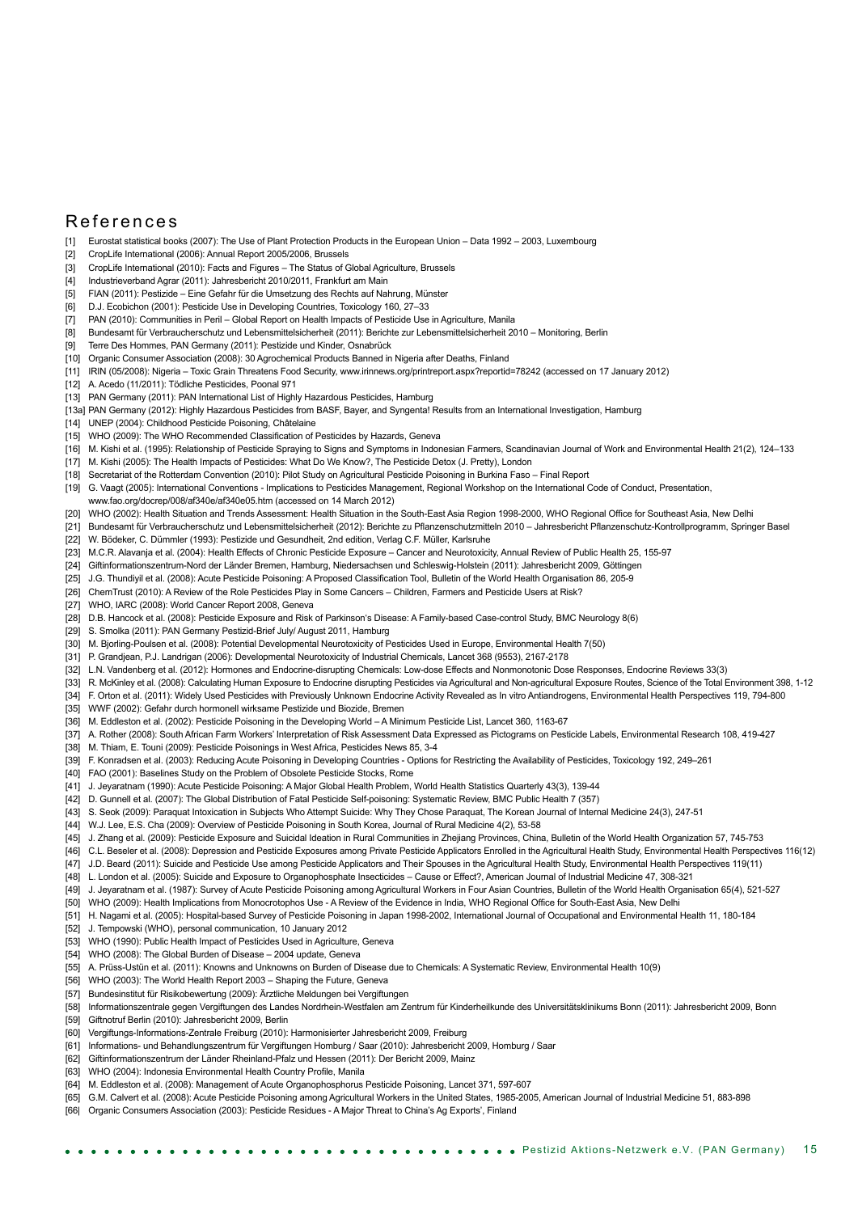# References

[1] Eurostat statistical books (2007): The Use of Plant Protection Products in the European Union – Data 1992 – 2003, Luxembourg

[2] CropLife International (2006): Annual Report 2005/2006, Brussels

[3] CropLife International (2010): Facts and Figures – The Status of Global Agriculture, Brussels

[4] Industrieverband Agrar (2011): Jahresbericht 2010/2011, Frankfurt am Main

[5] FIAN (2011): Pestizide – Eine Gefahr für die Umsetzung des Rechts auf Nahrung, Münster

[6] D.J. Ecobichon (2001): Pesticide Use in Developing Countries, Toxicology 160, 27–33

[7] PAN (2010): Communities in Peril – Global Report on Health Impacts of Pesticide Use in Agriculture, Manila

[8] Bundesamt für Verbraucherschutz und Lebensmittelsicherheit (2011): Berichte zur Lebensmittelsicherheit 2010 – Monitoring, Berlin

[9] Terre Des Hommes, PAN Germany (2011): Pestizide und Kinder, Osnabrück

[10] Organic Consumer Association (2008): 30 Agrochemical Products Banned in Nigeria after Deaths, Finland

[11] IRIN (05/2008): Nigeria – Toxic Grain Threatens Food Security, www.irinnews.org/printreport.aspx?reportid=78242 (accessed on 17 January 2012)

[12] A. Acedo (11/2011): Tödliche Pesticides, Poonal 971

[13] PAN Germany (2011): PAN International List of Highly Hazardous Pesticides, Hamburg

[13a] PAN Germany (2012): Highly Hazardous Pesticides from BASF, Bayer, and Syngenta! Results from an International Investigation, Hamburg

[14] UNEP (2004): Childhood Pesticide Poisoning, Châtelaine

[15] WHO (2009): The WHO Recommended Classification of Pesticides by Hazards, Geneva

[16] M. Kishi et al. (1995): Relationship of Pesticide Spraying to Signs and Symptoms in Indonesian Farmers, Scandinavian Journal of Work and Environmental Health 21(2), 124–133

[17] M. Kishi (2005): The Health Impacts of Pesticides: What Do We Know?, The Pesticide Detox (J. Pretty), London

[18] Secretariat of the Rotterdam Convention (2010): Pilot Study on Agricultural Pesticide Poisoning in Burkina Faso – Final Report

[19] G. Vaagt (2005): International Conventions - Implications to Pesticides Management, Regional Workshop on the International Code of Conduct, Presentation, www.fao.org/docrep/008/af340e/af340e05.htm (accessed on 14 March 2012)

[20] WHO (2002): Health Situation and Trends Assessment: Health Situation in the South-East Asia Region 1998-2000, WHO Regional Office for Southeast Asia, New Delhi

[21] Bundesamt für Verbraucherschutz und Lebensmittelsicherheit (2012): Berichte zu Pflanzenschutzmitteln 2010 – Jahresbericht Pflanzenschutz-Kontrollprogramm, Springer Basel

[22] W. Bödeker, C. Dümmler (1993): Pestizide und Gesundheit, 2nd edition, Verlag C.F. Müller, Karlsruhe

[23] M.C.R. Alavanja et al. (2004): Health Effects of Chronic Pesticide Exposure – Cancer and Neurotoxicity, Annual Review of Public Health 25, 155-97

[24] Giftinformationszentrum-Nord der Länder Bremen, Hamburg, Niedersachsen und Schleswig-Holstein (2011): Jahresbericht 2009, Göttingen

[25] J.G. Thundiyil et al. (2008): Acute Pesticide Poisoning: A Proposed Classification Tool, Bulletin of the World Health Organisation 86, 205-9

[26] ChemTrust (2010): A Review of the Role Pesticides Play in Some Cancers – Children, Farmers and Pesticide Users at Risk?

[27] WHO, IARC (2008): World Cancer Report 2008, Geneva

[28] D.B. Hancock et al. (2008): Pesticide Exposure and Risk of Parkinson's Disease: A Family-based Case-control Study, BMC Neurology 8(6)

[29] S. Smolka (2011): PAN Germany Pestizid-Brief July/ August 2011, Hamburg

[30] M. Bjorling-Poulsen et al. (2008): Potential Developmental Neurotoxicity of Pesticides Used in Europe, Environmental Health 7(50)

[31] P. Grandjean, P.J. Landrigan (2006): Developmental Neurotoxicity of Industrial Chemicals, Lancet 368 (9553), 2167-2178

[32] L.N. Vandenberg et al. (2012): Hormones and Endocrine-disrupting Chemicals: Low-dose Effects and Nonmonotonic Dose Responses, Endocrine Reviews 33(3)

[33] R. McKinley et al. (2008): Calculating Human Exposure to Endocrine disrupting Pesticides via Agricultural and Non-agricultural Exposure Routes, Science of the Total Environment 398, 1-12

[34] F. Orton et al. (2011): Widely Used Pesticides with Previously Unknown Endocrine Activity Revealed as In vitro Antiandrogens, Environmental Health Perspectives 119, 794-800

[35] WWF (2002): Gefahr durch hormonell wirksame Pestizide und Biozide, Bremen

[36] M. Eddleston et al. (2002): Pesticide Poisoning in the Developing World – A Minimum Pesticide List, Lancet 360, 1163-67

[37] A. Rother (2008): South African Farm Workers' Interpretation of Risk Assessment Data Expressed as Pictograms on Pesticide Labels, Environmental Research 108, 419-427

[38] M. Thiam, E. Touni (2009): Pesticide Poisonings in West Africa, Pesticides News 85, 3-4

[39] F. Konradsen et al. (2003): Reducing Acute Poisoning in Developing Countries - Options for Restricting the Availability of Pesticides, Toxicology 192, 249–261

[40] FAO (2001): Baselines Study on the Problem of Obsolete Pesticide Stocks, Rome

[41] J. Jeyaratnam (1990): Acute Pesticide Poisoning: A Major Global Health Problem, World Health Statistics Quarterly 43(3), 139-44

[42] D. Gunnell et al. (2007): The Global Distribution of Fatal Pesticide Self-poisoning: Systematic Review, BMC Public Health 7 (357)

[43] S. Seok (2009): Paraquat Intoxication in Subjects Who Attempt Suicide: Why They Chose Paraquat, The Korean Journal of Internal Medicine 24(3), 247-51

[44] W.J. Lee, E.S. Cha (2009): Overview of Pesticide Poisoning in South Korea, Journal of Rural Medicine 4(2), 53-58

[45] J. Zhang et al. (2009): Pesticide Exposure and Suicidal Ideation in Rural Communities in Zhejiang Provinces, China, Bulletin of the World Health Organization 57, 745-753

[46] C.L. Beseler et al. (2008): Depression and Pesticide Exposures among Private Pesticide Applicators Enrolled in the Agricultural Health Study, Environmental Health Perspectives 116(12)

[47] J.D. Beard (2011): Suicide and Pesticide Use among Pesticide Applicators and Their Spouses in the Agricultural Health Study, Environmental Health Perspectives 119(11)

[48] L. London et al. (2005): Suicide and Exposure to Organophosphate Insecticides – Cause or Effect?, American Journal of Industrial Medicine 47, 308-321

[49] J. Jeyaratnam et al. (1987): Survey of Acute Pesticide Poisoning among Agricultural Workers in Four Asian Countries, Bulletin of the World Health Organisation 65(4), 521-527

[50] WHO (2009): Health Implications from Monocrotophos Use - A Review of the Evidence in India, WHO Regional Office for South-East Asia, New Delhi

[51] H. Nagami et al. (2005): Hospital-based Survey of Pesticide Poisoning in Japan 1998-2002, International Journal of Occupational and Environmental Health 11, 180-184

[52] J. Tempowski (WHO), personal communication, 10 January 2012

[53] WHO (1990): Public Health Impact of Pesticides Used in Agriculture, Geneva

[54] WHO (2008): The Global Burden of Disease – 2004 update, Geneva

[55] A. Prüss-Ustün et al. (2011): Knowns and Unknowns on Burden of Disease due to Chemicals: A Systematic Review, Environmental Health 10(9)

[56] WHO (2003): The World Health Report 2003 – Shaping the Future, Geneva

[57] Bundesinstitut für Risikobewertung (2009): Ärztliche Meldungen bei Vergiftungen

[58] Informationszentrale gegen Vergiftungen des Landes Nordrhein-Westfalen am Zentrum für Kinderheilkunde des Universitätsklinikums Bonn (2011): Jahresbericht 2009, Bonn

[59] Giftnotruf Berlin (2010): Jahresbericht 2009, Berlin

[60] Vergiftungs-Informations-Zentrale Freiburg (2010): Harmonisierter Jahresbericht 2009, Freiburg

[61] Informations- und Behandlungszentrum für Vergiftungen Homburg / Saar (2010): Jahresbericht 2009, Homburg / Saar

[62] Giftinformationszentrum der Länder Rheinland-Pfalz und Hessen (2011): Der Bericht 2009, Mainz

[63] WHO (2004): Indonesia Environmental Health Country Profile, Manila

[64] M. Eddleston et al. (2008): Management of Acute Organophosphorus Pesticide Poisoning, Lancet 371, 597-607

[65] G.M. Calvert et al. (2008): Acute Pesticide Poisoning among Agricultural Workers in the United States, 1985-2005, American Journal of Industrial Medicine 51, 883-898

[66] Organic Consumers Association (2003): Pesticide Residues - A Major Threat to China's Ag Exports', Finland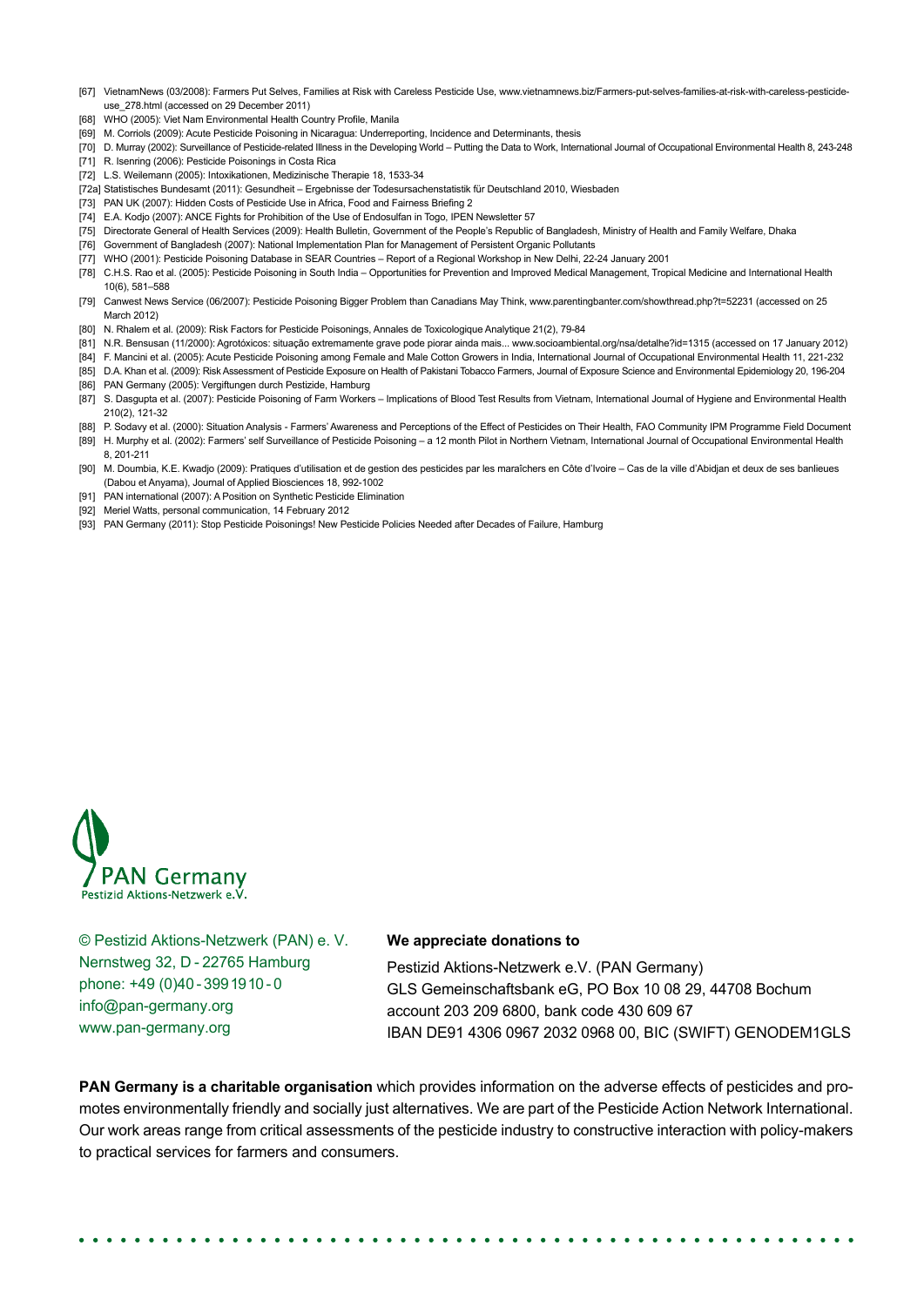[67] VietnamNews (03/2008): Farmers Put Selves, Families at Risk with Careless Pesticide Use, www.vietnamnews.biz/Farmers-put-selves-families-at-risk-with-careless-pesticide-use_278.html (accessed on 29 December 2011)

[68] WHO (2005): Viet Nam Environmental Health Country Profile, Manila

[69] M. Corriols (2009): Acute Pesticide Poisoning in Nicaragua: Underreporting, Incidence and Determinants, thesis

[70] D. Murray (2002): Surveillance of Pesticide-related Illness in the Developing World – Putting the Data to Work, International Journal of Occupational Environmental Health 8, 243-248

[71] R. Isenring (2006): Pesticide Poisonings in Costa Rica

[72] L.S. Weilemann (2005): Intoxikationen, Medizinische Therapie 18, 1533-34

[72a] Statistisches Bundesamt (2011): Gesundheit – Ergebnisse der Todesursachenstatistik für Deutschland 2010, Wiesbaden

[73] PAN UK (2007): Hidden Costs of Pesticide Use in Africa, Food and Fairness Briefing 2

[74] E.A. Kodjo (2007): ANCE Fights for Prohibition of the Use of Endosulfan in Togo, IPEN Newsletter 57

[75] Directorate General of Health Services (2009): Health Bulletin, Government of the People's Republic of Bangladesh, Ministry of Health and Family Welfare, Dhaka

[76] Government of Bangladesh (2007): National Implementation Plan for Management of Persistent Organic Pollutants

[77] WHO (2001): Pesticide Poisoning Database in SEAR Countries – Report of a Regional Workshop in New Delhi, 22-24 January 2001

[78] C.H.S. Rao et al. (2005): Pesticide Poisoning in South India – Opportunities for Prevention and Improved Medical Management, Tropical Medicine and International Health 10(6), 581–588

[79] Canwest News Service (06/2007): Pesticide Poisoning Bigger Problem than Canadians May Think, www.parentingbanter.com/showthread.php?t=52231 (accessed on 25 March 2012)

[80] N. Rhalem et al. (2009): Risk Factors for Pesticide Poisonings, Annales de Toxicologique Analytique 21(2), 79-84

[81] N.R. Bensusan (11/2000): Agrotóxicos: situação extremamente grave pode piorar ainda mais... www.socioambiental.org/nsa/detalhe?id=1315 (accessed on 17 January 2012)

[84] F. Mancini et al. (2005): Acute Pesticide Poisoning among Female and Male Cotton Growers in India, International Journal of Occupational Environmental Health 11, 221-232

[85] D.A. Khan et al. (2009): Risk Assessment of Pesticide Exposure on Health of Pakistani Tobacco Farmers, Journal of Exposure Science and Environmental Epidemiology 20, 196-204

[86] PAN Germany (2005): Vergiftungen durch Pestizide, Hamburg

[87] S. Dasgupta et al. (2007): Pesticide Poisoning of Farm Workers – Implications of Blood Test Results from Vietnam, International Journal of Hygiene and Environmental Health 210(2), 121-32

[88] P. Sodavy et al. (2000): Situation Analysis - Farmers' Awareness and Perceptions of the Effect of Pesticides on Their Health, FAO Community IPM Programme Field Document

[89] H. Murphy et al. (2002): Farmers' self Surveillance of Pesticide Poisoning – a 12 month Pilot in Northern Vietnam, International Journal of Occupational Environmental Health 8, 201-211

[90] M. Doumbia, K.E. Kwadjo (2009): Pratiques d'utilisation et de gestion des pesticides par les maraîchers en Côte d'Ivoire – Cas de la ville d'Abidjan et deux de ses banlieues (Dabou et Anyama), Journal of Applied Biosciences 18, 992-1002

[91] PAN international (2007): A Position on Synthetic Pesticide Elimination

[92] Meriel Watts, personal communication, 14 February 2012

[93] PAN Germany (2011): Stop Pesticide Poisonings! New Pesticide Policies Needed after Decades of Failure, Hamburg

PAN Germany
Pestizid Aktions-Netzwerk e.V.

© Pestizid Aktions-Netzwerk (PAN) e. V.
Nernstweg 32, D - 22765 Hamburg
phone: +49 (0)40 - 399 19 10 - 0
info@pan-germany.org
www.pan-germany.org

**We appreciate donations to**

Pestizid Aktions-Netzwerk e.V. (PAN Germany)
GLS Gemeinschaftsbank eG, PO Box 10 08 29, 44708 Bochum
account 203 209 6800, bank code 430 609 67
IBAN DE91 4306 0967 2032 0968 00, BIC (SWIFT) GENODEM1GLS

**PAN Germany is a charitable organisation** which provides information on the adverse effects of pesticides and promotes environmentally friendly and socially just alternatives. We are part of the Pesticide Action Network International. Our work areas range from critical assessments of the pesticide industry to constructive interaction with policy-makers to practical services for farmers and consumers.